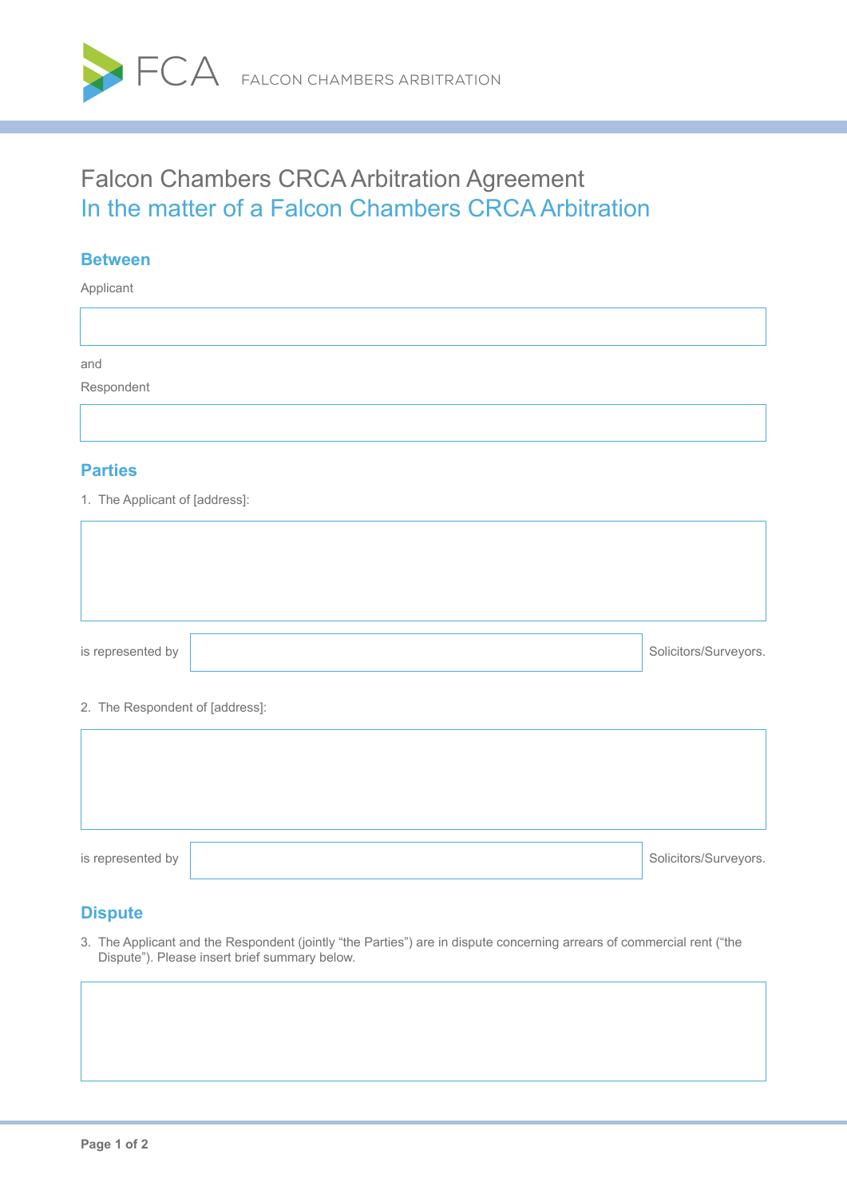FCA FALCON CHAMBERS ARBITRATION

# Falcon Chambers CRCA Arbitration Agreement

## In the matter of a Falcon Chambers CRCA Arbitration

### Between

Applicant

and

Respondent

### Parties

1. The Applicant of [address]:

is represented by Solicitors/Surveyors.

2. The Respondent of [address]:

is represented by Solicitors/Surveyors.

### Dispute

3. The Applicant and the Respondent (jointly "the Parties") are in dispute concerning arrears of commercial rent ("the Dispute"). Please insert brief summary below.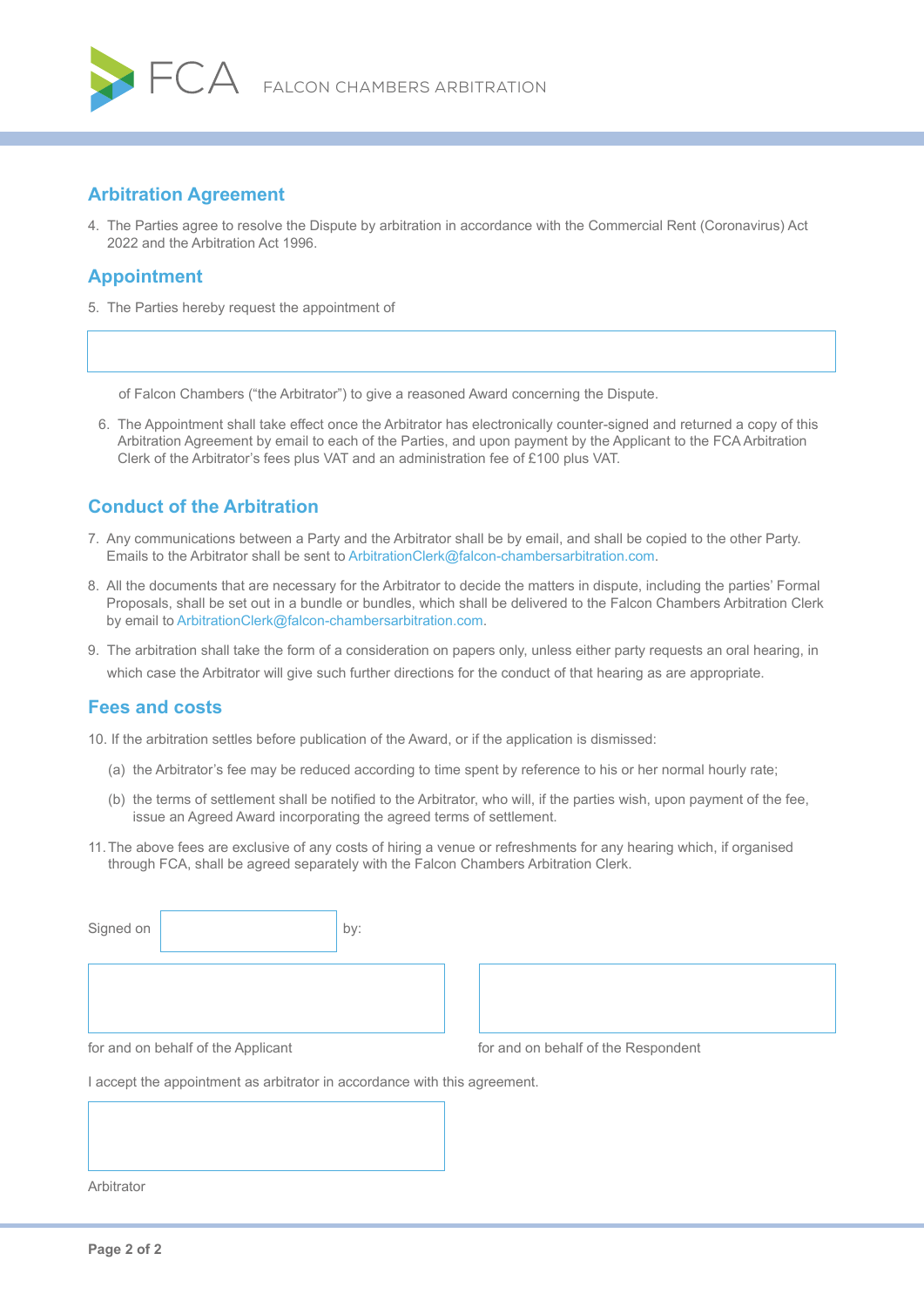## Arbitration Agreement

4. The Parties agree to resolve the Dispute by arbitration in accordance with the Commercial Rent (Coronavirus) Act 2022 and the Arbitration Act 1996.

## Appointment

5. The Parties hereby request the appointment of

   of Falcon Chambers ("the Arbitrator") to give a reasoned Award concerning the Dispute.

6. The Appointment shall take effect once the Arbitrator has electronically counter-signed and returned a copy of this Arbitration Agreement by email to each of the Parties, and upon payment by the Applicant to the FCA Arbitration Clerk of the Arbitrator's fees plus VAT and an administration fee of £100 plus VAT.

## Conduct of the Arbitration

7. Any communications between a Party and the Arbitrator shall be by email, and shall be copied to the other Party. Emails to the Arbitrator shall be sent to ArbitrationClerk@falcon-chambersarbitration.com.

8. All the documents that are necessary for the Arbitrator to decide the matters in dispute, including the parties' Formal Proposals, shall be set out in a bundle or bundles, which shall be delivered to the Falcon Chambers Arbitration Clerk by email to ArbitrationClerk@falcon-chambersarbitration.com.

9. The arbitration shall take the form of a consideration on papers only, unless either party requests an oral hearing, in which case the Arbitrator will give such further directions for the conduct of that hearing as are appropriate.

## Fees and costs

10. If the arbitration settles before publication of the Award, or if the application is dismissed:

    (a) the Arbitrator's fee may be reduced according to time spent by reference to his or her normal hourly rate;

    (b) the terms of settlement shall be notified to the Arbitrator, who will, if the parties wish, upon payment of the fee, issue an Agreed Award incorporating the agreed terms of settlement.

11. The above fees are exclusive of any costs of hiring a venue or refreshments for any hearing which, if organised through FCA, shall be agreed separately with the Falcon Chambers Arbitration Clerk.

Signed on by:

for and on behalf of the Applicant

for and on behalf of the Respondent

I accept the appointment as arbitrator in accordance with this agreement.

Arbitrator